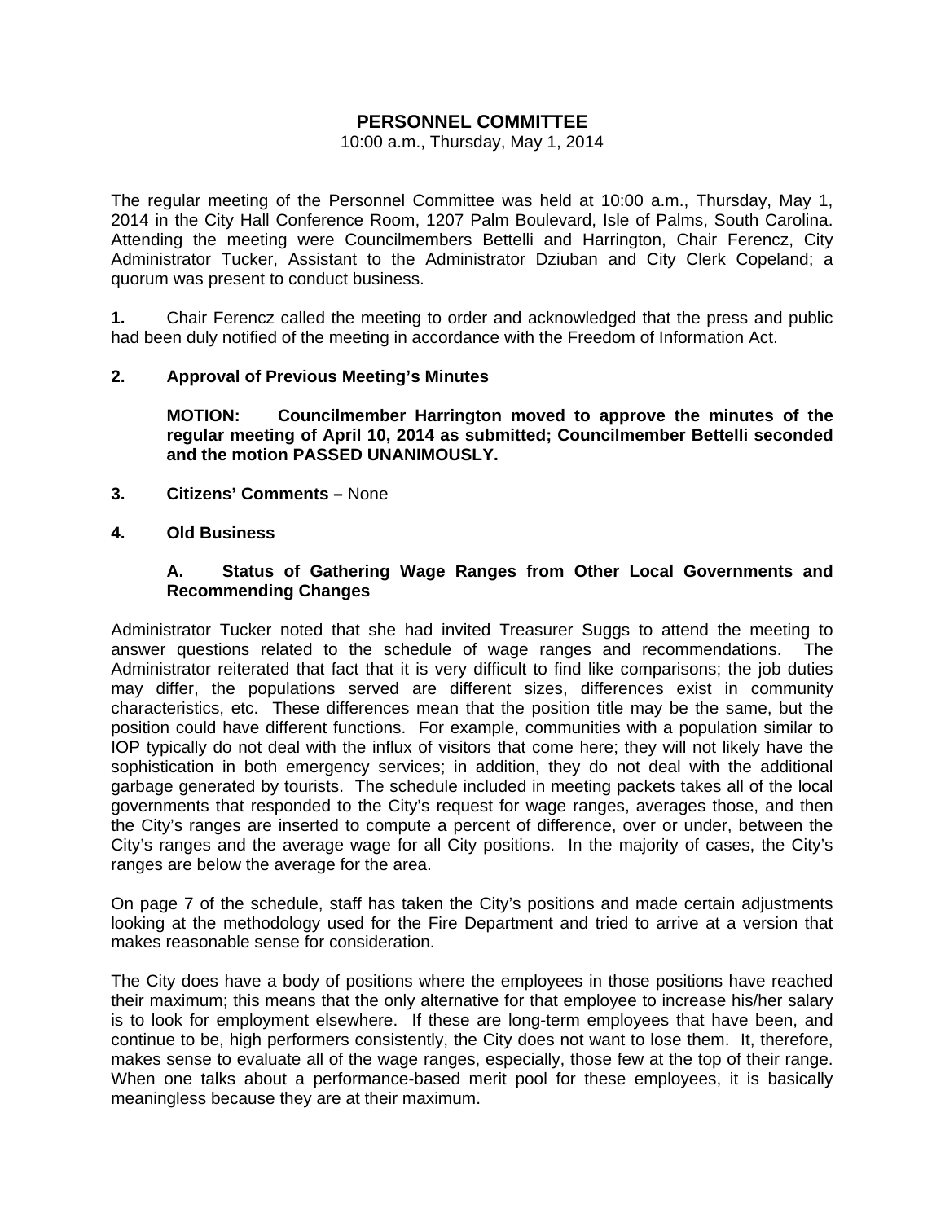# PERSONNEL COMMITTEE

10:00 a.m., Thursday, May 1, 2014

The regular meeting of the Personnel Committee was held at 10:00 a.m., Thursday, May 1, 2014 in the City Hall Conference Room, 1207 Palm Boulevard, Isle of Palms, South Carolina. Attending the meeting were Councilmembers Bettelli and Harrington, Chair Ferencz, City Administrator Tucker, Assistant to the Administrator Dziuban and City Clerk Copeland; a quorum was present to conduct business.

**1.** Chair Ferencz called the meeting to order and acknowledged that the press and public had been duly notified of the meeting in accordance with the Freedom of Information Act.

**2. Approval of Previous Meeting's Minutes**

**MOTION: Councilmember Harrington moved to approve the minutes of the regular meeting of April 10, 2014 as submitted; Councilmember Bettelli seconded and the motion PASSED UNANIMOUSLY.**

**3. Citizens' Comments –** None

**4. Old Business**

**A. Status of Gathering Wage Ranges from Other Local Governments and Recommending Changes**

Administrator Tucker noted that she had invited Treasurer Suggs to attend the meeting to answer questions related to the schedule of wage ranges and recommendations. The Administrator reiterated that fact that it is very difficult to find like comparisons; the job duties may differ, the populations served are different sizes, differences exist in community characteristics, etc. These differences mean that the position title may be the same, but the position could have different functions. For example, communities with a population similar to IOP typically do not deal with the influx of visitors that come here; they will not likely have the sophistication in both emergency services; in addition, they do not deal with the additional garbage generated by tourists. The schedule included in meeting packets takes all of the local governments that responded to the City's request for wage ranges, averages those, and then the City's ranges are inserted to compute a percent of difference, over or under, between the City's ranges and the average wage for all City positions. In the majority of cases, the City's ranges are below the average for the area.

On page 7 of the schedule, staff has taken the City's positions and made certain adjustments looking at the methodology used for the Fire Department and tried to arrive at a version that makes reasonable sense for consideration.

The City does have a body of positions where the employees in those positions have reached their maximum; this means that the only alternative for that employee to increase his/her salary is to look for employment elsewhere. If these are long-term employees that have been, and continue to be, high performers consistently, the City does not want to lose them. It, therefore, makes sense to evaluate all of the wage ranges, especially, those few at the top of their range. When one talks about a performance-based merit pool for these employees, it is basically meaningless because they are at their maximum.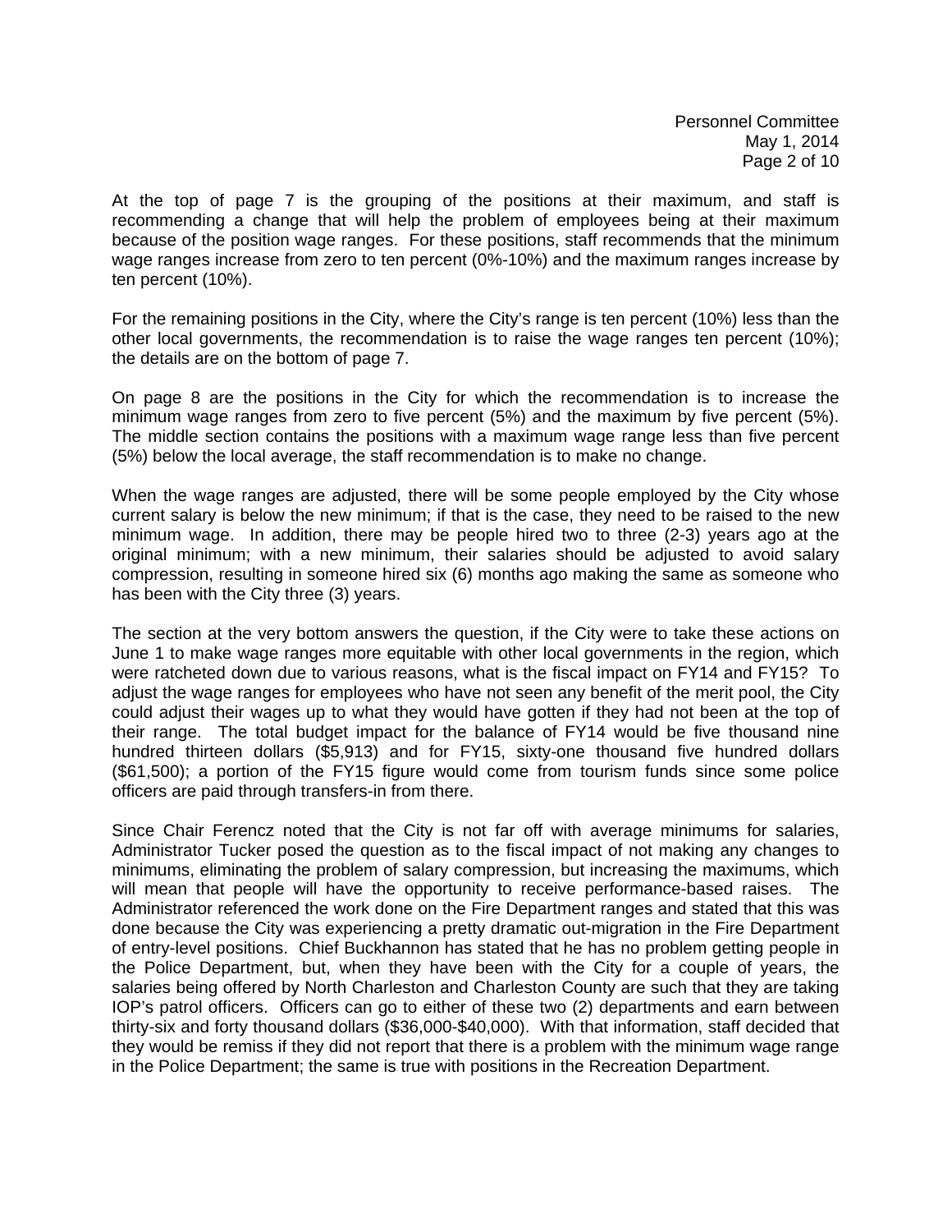At the top of page 7 is the grouping of the positions at their maximum, and staff is recommending a change that will help the problem of employees being at their maximum because of the position wage ranges. For these positions, staff recommends that the minimum wage ranges increase from zero to ten percent (0%-10%) and the maximum ranges increase by ten percent (10%).

For the remaining positions in the City, where the City's range is ten percent (10%) less than the other local governments, the recommendation is to raise the wage ranges ten percent (10%); the details are on the bottom of page 7.

On page 8 are the positions in the City for which the recommendation is to increase the minimum wage ranges from zero to five percent (5%) and the maximum by five percent (5%). The middle section contains the positions with a maximum wage range less than five percent (5%) below the local average, the staff recommendation is to make no change.

When the wage ranges are adjusted, there will be some people employed by the City whose current salary is below the new minimum; if that is the case, they need to be raised to the new minimum wage. In addition, there may be people hired two to three (2-3) years ago at the original minimum; with a new minimum, their salaries should be adjusted to avoid salary compression, resulting in someone hired six (6) months ago making the same as someone who has been with the City three (3) years.

The section at the very bottom answers the question, if the City were to take these actions on June 1 to make wage ranges more equitable with other local governments in the region, which were ratcheted down due to various reasons, what is the fiscal impact on FY14 and FY15? To adjust the wage ranges for employees who have not seen any benefit of the merit pool, the City could adjust their wages up to what they would have gotten if they had not been at the top of their range. The total budget impact for the balance of FY14 would be five thousand nine hundred thirteen dollars ($5,913) and for FY15, sixty-one thousand five hundred dollars ($61,500); a portion of the FY15 figure would come from tourism funds since some police officers are paid through transfers-in from there.

Since Chair Ferencz noted that the City is not far off with average minimums for salaries, Administrator Tucker posed the question as to the fiscal impact of not making any changes to minimums, eliminating the problem of salary compression, but increasing the maximums, which will mean that people will have the opportunity to receive performance-based raises. The Administrator referenced the work done on the Fire Department ranges and stated that this was done because the City was experiencing a pretty dramatic out-migration in the Fire Department of entry-level positions. Chief Buckhannon has stated that he has no problem getting people in the Police Department, but, when they have been with the City for a couple of years, the salaries being offered by North Charleston and Charleston County are such that they are taking IOP's patrol officers. Officers can go to either of these two (2) departments and earn between thirty-six and forty thousand dollars ($36,000-$40,000). With that information, staff decided that they would be remiss if they did not report that there is a problem with the minimum wage range in the Police Department; the same is true with positions in the Recreation Department.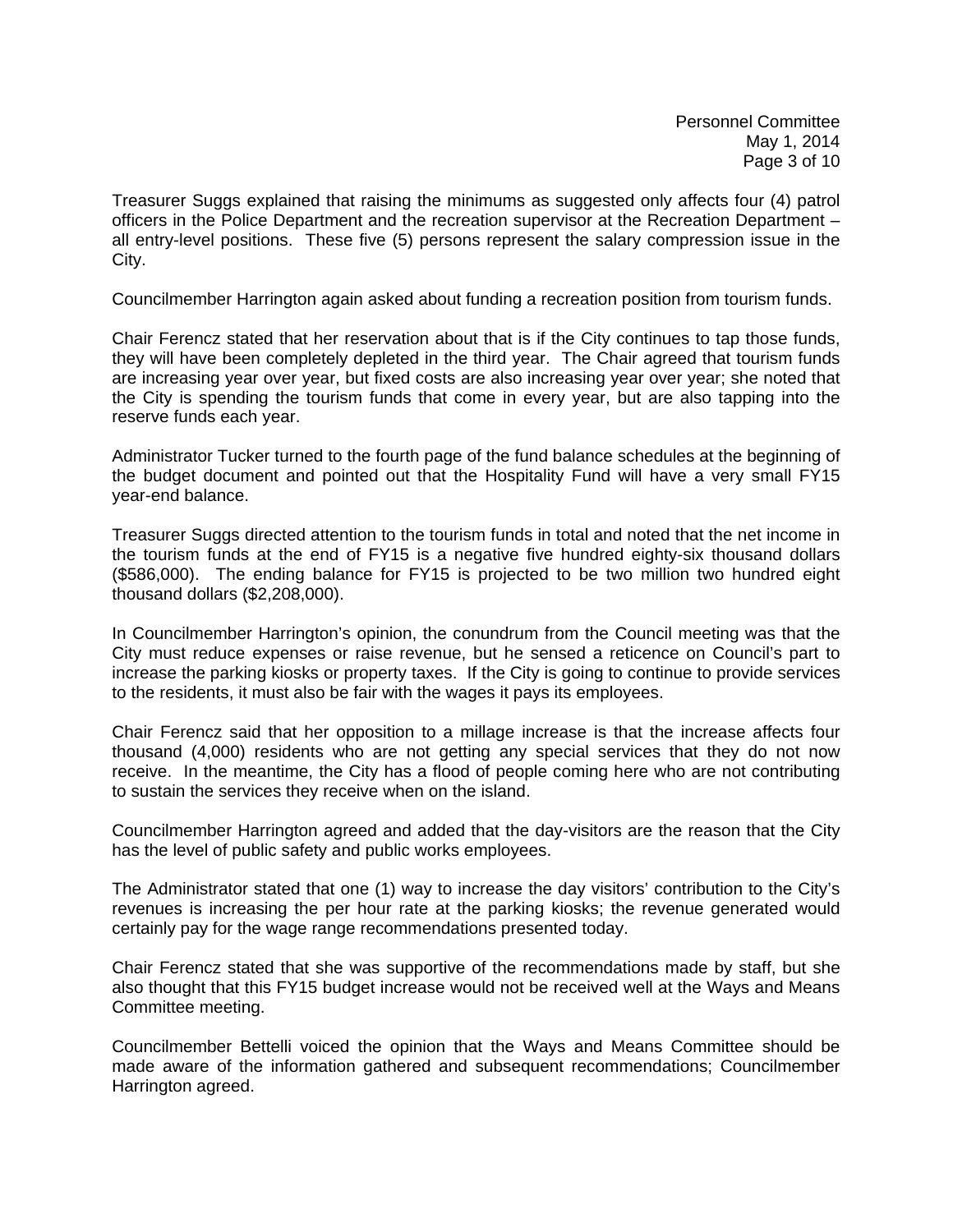Treasurer Suggs explained that raising the minimums as suggested only affects four (4) patrol officers in the Police Department and the recreation supervisor at the Recreation Department – all entry-level positions. These five (5) persons represent the salary compression issue in the City.

Councilmember Harrington again asked about funding a recreation position from tourism funds.

Chair Ferencz stated that her reservation about that is if the City continues to tap those funds, they will have been completely depleted in the third year. The Chair agreed that tourism funds are increasing year over year, but fixed costs are also increasing year over year; she noted that the City is spending the tourism funds that come in every year, but are also tapping into the reserve funds each year.

Administrator Tucker turned to the fourth page of the fund balance schedules at the beginning of the budget document and pointed out that the Hospitality Fund will have a very small FY15 year-end balance.

Treasurer Suggs directed attention to the tourism funds in total and noted that the net income in the tourism funds at the end of FY15 is a negative five hundred eighty-six thousand dollars ($586,000). The ending balance for FY15 is projected to be two million two hundred eight thousand dollars ($2,208,000).

In Councilmember Harrington's opinion, the conundrum from the Council meeting was that the City must reduce expenses or raise revenue, but he sensed a reticence on Council's part to increase the parking kiosks or property taxes. If the City is going to continue to provide services to the residents, it must also be fair with the wages it pays its employees.

Chair Ferencz said that her opposition to a millage increase is that the increase affects four thousand (4,000) residents who are not getting any special services that they do not now receive. In the meantime, the City has a flood of people coming here who are not contributing to sustain the services they receive when on the island.

Councilmember Harrington agreed and added that the day-visitors are the reason that the City has the level of public safety and public works employees.

The Administrator stated that one (1) way to increase the day visitors' contribution to the City's revenues is increasing the per hour rate at the parking kiosks; the revenue generated would certainly pay for the wage range recommendations presented today.

Chair Ferencz stated that she was supportive of the recommendations made by staff, but she also thought that this FY15 budget increase would not be received well at the Ways and Means Committee meeting.

Councilmember Bettelli voiced the opinion that the Ways and Means Committee should be made aware of the information gathered and subsequent recommendations; Councilmember Harrington agreed.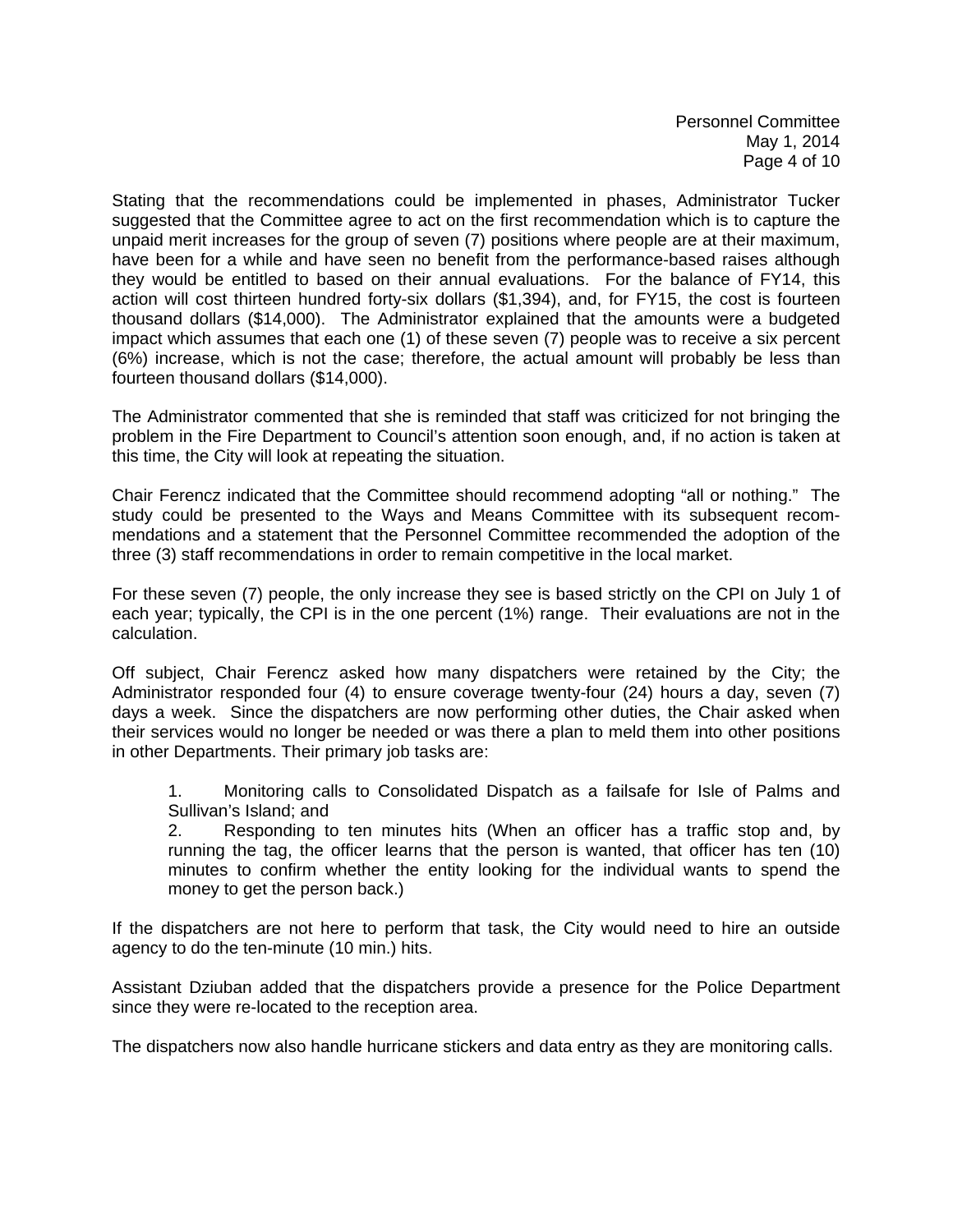Stating that the recommendations could be implemented in phases, Administrator Tucker suggested that the Committee agree to act on the first recommendation which is to capture the unpaid merit increases for the group of seven (7) positions where people are at their maximum, have been for a while and have seen no benefit from the performance-based raises although they would be entitled to based on their annual evaluations. For the balance of FY14, this action will cost thirteen hundred forty-six dollars ($1,394), and, for FY15, the cost is fourteen thousand dollars ($14,000). The Administrator explained that the amounts were a budgeted impact which assumes that each one (1) of these seven (7) people was to receive a six percent (6%) increase, which is not the case; therefore, the actual amount will probably be less than fourteen thousand dollars ($14,000).

The Administrator commented that she is reminded that staff was criticized for not bringing the problem in the Fire Department to Council's attention soon enough, and, if no action is taken at this time, the City will look at repeating the situation.

Chair Ferencz indicated that the Committee should recommend adopting "all or nothing." The study could be presented to the Ways and Means Committee with its subsequent recommendations and a statement that the Personnel Committee recommended the adoption of the three (3) staff recommendations in order to remain competitive in the local market.

For these seven (7) people, the only increase they see is based strictly on the CPI on July 1 of each year; typically, the CPI is in the one percent (1%) range. Their evaluations are not in the calculation.

Off subject, Chair Ferencz asked how many dispatchers were retained by the City; the Administrator responded four (4) to ensure coverage twenty-four (24) hours a day, seven (7) days a week. Since the dispatchers are now performing other duties, the Chair asked when their services would no longer be needed or was there a plan to meld them into other positions in other Departments. Their primary job tasks are:

1. Monitoring calls to Consolidated Dispatch as a failsafe for Isle of Palms and Sullivan's Island; and
2. Responding to ten minutes hits (When an officer has a traffic stop and, by running the tag, the officer learns that the person is wanted, that officer has ten (10) minutes to confirm whether the entity looking for the individual wants to spend the money to get the person back.)

If the dispatchers are not here to perform that task, the City would need to hire an outside agency to do the ten-minute (10 min.) hits.

Assistant Dziuban added that the dispatchers provide a presence for the Police Department since they were re-located to the reception area.

The dispatchers now also handle hurricane stickers and data entry as they are monitoring calls.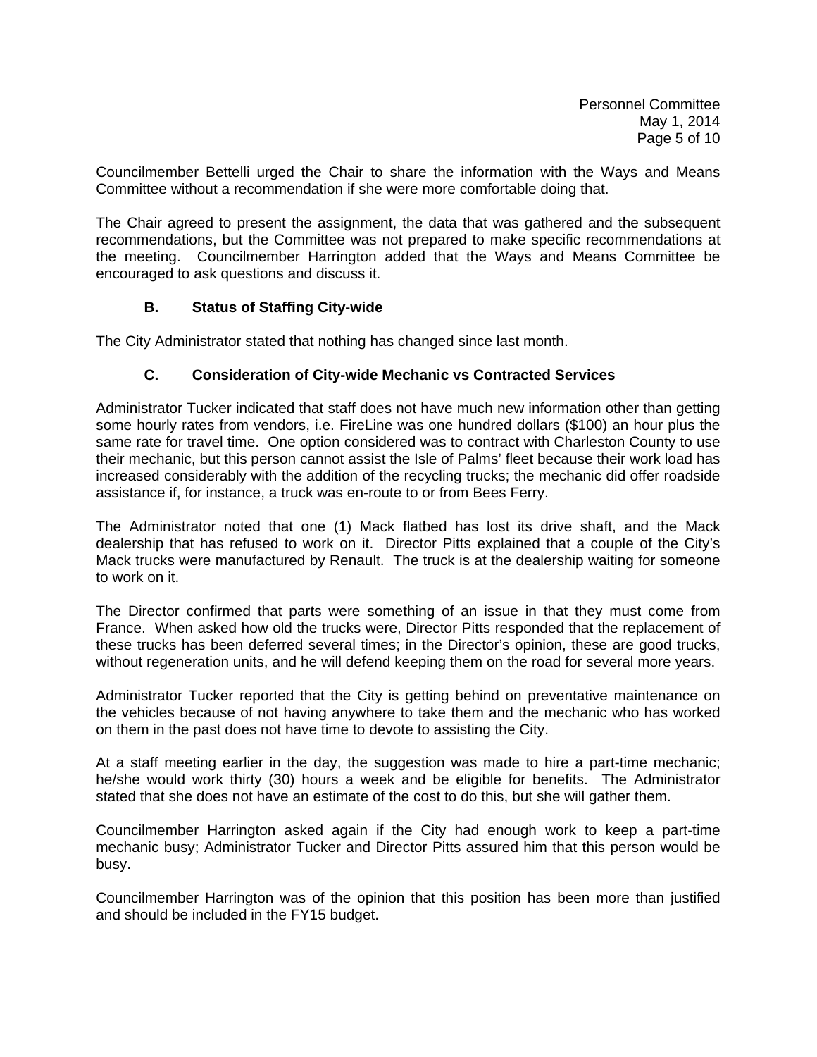Councilmember Bettelli urged the Chair to share the information with the Ways and Means Committee without a recommendation if she were more comfortable doing that.

The Chair agreed to present the assignment, the data that was gathered and the subsequent recommendations, but the Committee was not prepared to make specific recommendations at the meeting. Councilmember Harrington added that the Ways and Means Committee be encouraged to ask questions and discuss it.

### B. Status of Staffing City-wide

The City Administrator stated that nothing has changed since last month.

### C. Consideration of City-wide Mechanic vs Contracted Services

Administrator Tucker indicated that staff does not have much new information other than getting some hourly rates from vendors, i.e. FireLine was one hundred dollars ($100) an hour plus the same rate for travel time. One option considered was to contract with Charleston County to use their mechanic, but this person cannot assist the Isle of Palms' fleet because their work load has increased considerably with the addition of the recycling trucks; the mechanic did offer roadside assistance if, for instance, a truck was en-route to or from Bees Ferry.

The Administrator noted that one (1) Mack flatbed has lost its drive shaft, and the Mack dealership that has refused to work on it. Director Pitts explained that a couple of the City's Mack trucks were manufactured by Renault. The truck is at the dealership waiting for someone to work on it.

The Director confirmed that parts were something of an issue in that they must come from France. When asked how old the trucks were, Director Pitts responded that the replacement of these trucks has been deferred several times; in the Director's opinion, these are good trucks, without regeneration units, and he will defend keeping them on the road for several more years.

Administrator Tucker reported that the City is getting behind on preventative maintenance on the vehicles because of not having anywhere to take them and the mechanic who has worked on them in the past does not have time to devote to assisting the City.

At a staff meeting earlier in the day, the suggestion was made to hire a part-time mechanic; he/she would work thirty (30) hours a week and be eligible for benefits. The Administrator stated that she does not have an estimate of the cost to do this, but she will gather them.

Councilmember Harrington asked again if the City had enough work to keep a part-time mechanic busy; Administrator Tucker and Director Pitts assured him that this person would be busy.

Councilmember Harrington was of the opinion that this position has been more than justified and should be included in the FY15 budget.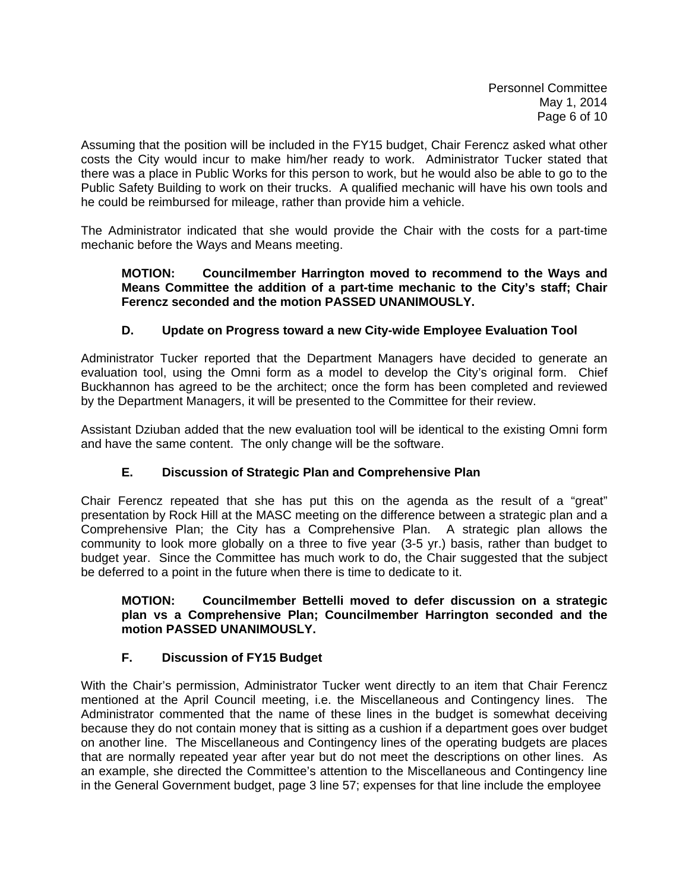Assuming that the position will be included in the FY15 budget, Chair Ferencz asked what other costs the City would incur to make him/her ready to work. Administrator Tucker stated that there was a place in Public Works for this person to work, but he would also be able to go to the Public Safety Building to work on their trucks. A qualified mechanic will have his own tools and he could be reimbursed for mileage, rather than provide him a vehicle.

The Administrator indicated that she would provide the Chair with the costs for a part-time mechanic before the Ways and Means meeting.

> **MOTION: Councilmember Harrington moved to recommend to the Ways and Means Committee the addition of a part-time mechanic to the City's staff; Chair Ferencz seconded and the motion PASSED UNANIMOUSLY.**

### D. Update on Progress toward a new City-wide Employee Evaluation Tool

Administrator Tucker reported that the Department Managers have decided to generate an evaluation tool, using the Omni form as a model to develop the City's original form. Chief Buckhannon has agreed to be the architect; once the form has been completed and reviewed by the Department Managers, it will be presented to the Committee for their review.

Assistant Dziuban added that the new evaluation tool will be identical to the existing Omni form and have the same content. The only change will be the software.

### E. Discussion of Strategic Plan and Comprehensive Plan

Chair Ferencz repeated that she has put this on the agenda as the result of a "great" presentation by Rock Hill at the MASC meeting on the difference between a strategic plan and a Comprehensive Plan; the City has a Comprehensive Plan. A strategic plan allows the community to look more globally on a three to five year (3-5 yr.) basis, rather than budget to budget year. Since the Committee has much work to do, the Chair suggested that the subject be deferred to a point in the future when there is time to dedicate to it.

> **MOTION: Councilmember Bettelli moved to defer discussion on a strategic plan vs a Comprehensive Plan; Councilmember Harrington seconded and the motion PASSED UNANIMOUSLY.**

### F. Discussion of FY15 Budget

With the Chair's permission, Administrator Tucker went directly to an item that Chair Ferencz mentioned at the April Council meeting, i.e. the Miscellaneous and Contingency lines. The Administrator commented that the name of these lines in the budget is somewhat deceiving because they do not contain money that is sitting as a cushion if a department goes over budget on another line. The Miscellaneous and Contingency lines of the operating budgets are places that are normally repeated year after year but do not meet the descriptions on other lines. As an example, she directed the Committee's attention to the Miscellaneous and Contingency line in the General Government budget, page 3 line 57; expenses for that line include the employee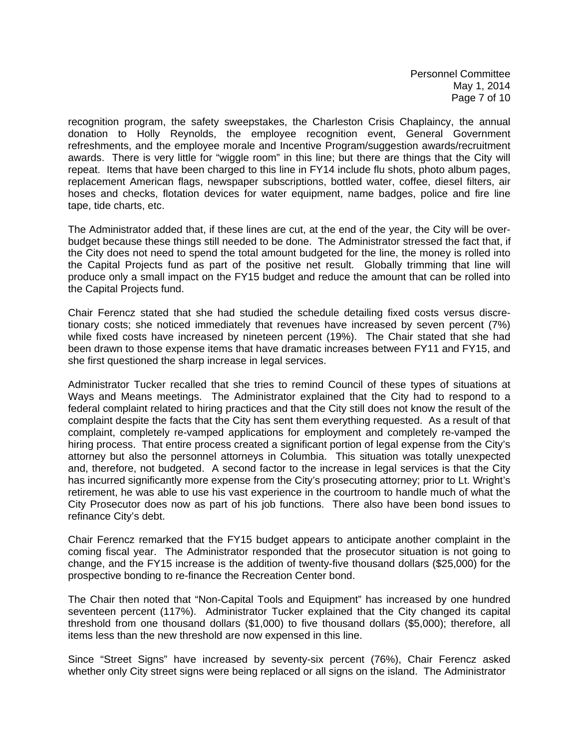recognition program, the safety sweepstakes, the Charleston Crisis Chaplaincy, the annual donation to Holly Reynolds, the employee recognition event, General Government refreshments, and the employee morale and Incentive Program/suggestion awards/recruitment awards. There is very little for "wiggle room" in this line; but there are things that the City will repeat. Items that have been charged to this line in FY14 include flu shots, photo album pages, replacement American flags, newspaper subscriptions, bottled water, coffee, diesel filters, air hoses and checks, flotation devices for water equipment, name badges, police and fire line tape, tide charts, etc.

The Administrator added that, if these lines are cut, at the end of the year, the City will be over-budget because these things still needed to be done. The Administrator stressed the fact that, if the City does not need to spend the total amount budgeted for the line, the money is rolled into the Capital Projects fund as part of the positive net result. Globally trimming that line will produce only a small impact on the FY15 budget and reduce the amount that can be rolled into the Capital Projects fund.

Chair Ferencz stated that she had studied the schedule detailing fixed costs versus discretionary costs; she noticed immediately that revenues have increased by seven percent (7%) while fixed costs have increased by nineteen percent (19%). The Chair stated that she had been drawn to those expense items that have dramatic increases between FY11 and FY15, and she first questioned the sharp increase in legal services.

Administrator Tucker recalled that she tries to remind Council of these types of situations at Ways and Means meetings. The Administrator explained that the City had to respond to a federal complaint related to hiring practices and that the City still does not know the result of the complaint despite the facts that the City has sent them everything requested. As a result of that complaint, completely re-vamped applications for employment and completely re-vamped the hiring process. That entire process created a significant portion of legal expense from the City's attorney but also the personnel attorneys in Columbia. This situation was totally unexpected and, therefore, not budgeted. A second factor to the increase in legal services is that the City has incurred significantly more expense from the City's prosecuting attorney; prior to Lt. Wright's retirement, he was able to use his vast experience in the courtroom to handle much of what the City Prosecutor does now as part of his job functions. There also have been bond issues to refinance City's debt.

Chair Ferencz remarked that the FY15 budget appears to anticipate another complaint in the coming fiscal year. The Administrator responded that the prosecutor situation is not going to change, and the FY15 increase is the addition of twenty-five thousand dollars ($25,000) for the prospective bonding to re-finance the Recreation Center bond.

The Chair then noted that "Non-Capital Tools and Equipment" has increased by one hundred seventeen percent (117%). Administrator Tucker explained that the City changed its capital threshold from one thousand dollars ($1,000) to five thousand dollars ($5,000); therefore, all items less than the new threshold are now expensed in this line.

Since "Street Signs" have increased by seventy-six percent (76%), Chair Ferencz asked whether only City street signs were being replaced or all signs on the island. The Administrator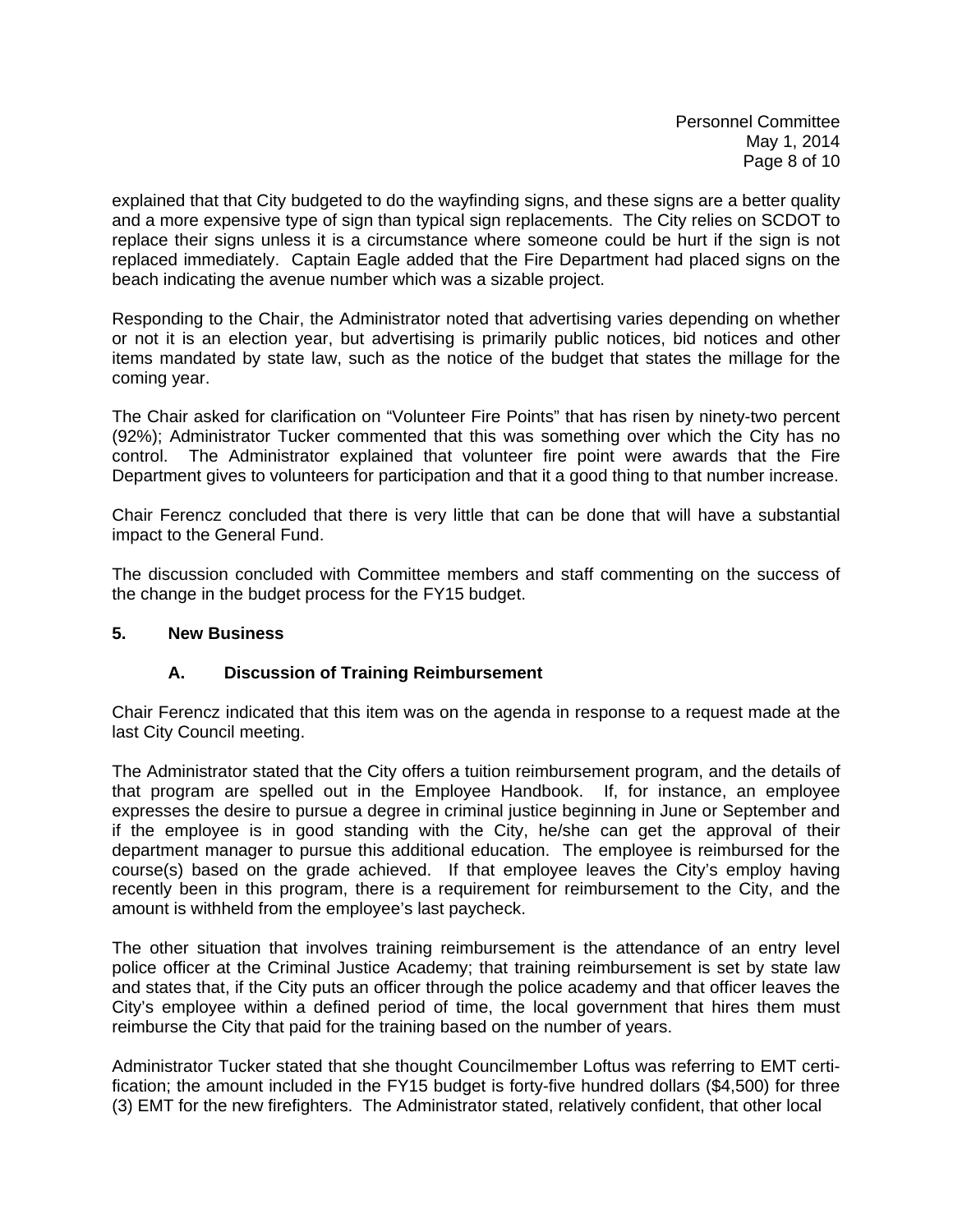explained that that City budgeted to do the wayfinding signs, and these signs are a better quality and a more expensive type of sign than typical sign replacements. The City relies on SCDOT to replace their signs unless it is a circumstance where someone could be hurt if the sign is not replaced immediately. Captain Eagle added that the Fire Department had placed signs on the beach indicating the avenue number which was a sizable project.

Responding to the Chair, the Administrator noted that advertising varies depending on whether or not it is an election year, but advertising is primarily public notices, bid notices and other items mandated by state law, such as the notice of the budget that states the millage for the coming year.

The Chair asked for clarification on "Volunteer Fire Points" that has risen by ninety-two percent (92%); Administrator Tucker commented that this was something over which the City has no control. The Administrator explained that volunteer fire point were awards that the Fire Department gives to volunteers for participation and that it a good thing to that number increase.

Chair Ferencz concluded that there is very little that can be done that will have a substantial impact to the General Fund.

The discussion concluded with Committee members and staff commenting on the success of the change in the budget process for the FY15 budget.

**5. New Business**

**A. Discussion of Training Reimbursement**

Chair Ferencz indicated that this item was on the agenda in response to a request made at the last City Council meeting.

The Administrator stated that the City offers a tuition reimbursement program, and the details of that program are spelled out in the Employee Handbook. If, for instance, an employee expresses the desire to pursue a degree in criminal justice beginning in June or September and if the employee is in good standing with the City, he/she can get the approval of their department manager to pursue this additional education. The employee is reimbursed for the course(s) based on the grade achieved. If that employee leaves the City's employ having recently been in this program, there is a requirement for reimbursement to the City, and the amount is withheld from the employee's last paycheck.

The other situation that involves training reimbursement is the attendance of an entry level police officer at the Criminal Justice Academy; that training reimbursement is set by state law and states that, if the City puts an officer through the police academy and that officer leaves the City's employee within a defined period of time, the local government that hires them must reimburse the City that paid for the training based on the number of years.

Administrator Tucker stated that she thought Councilmember Loftus was referring to EMT certification; the amount included in the FY15 budget is forty-five hundred dollars ($4,500) for three (3) EMT for the new firefighters. The Administrator stated, relatively confident, that other local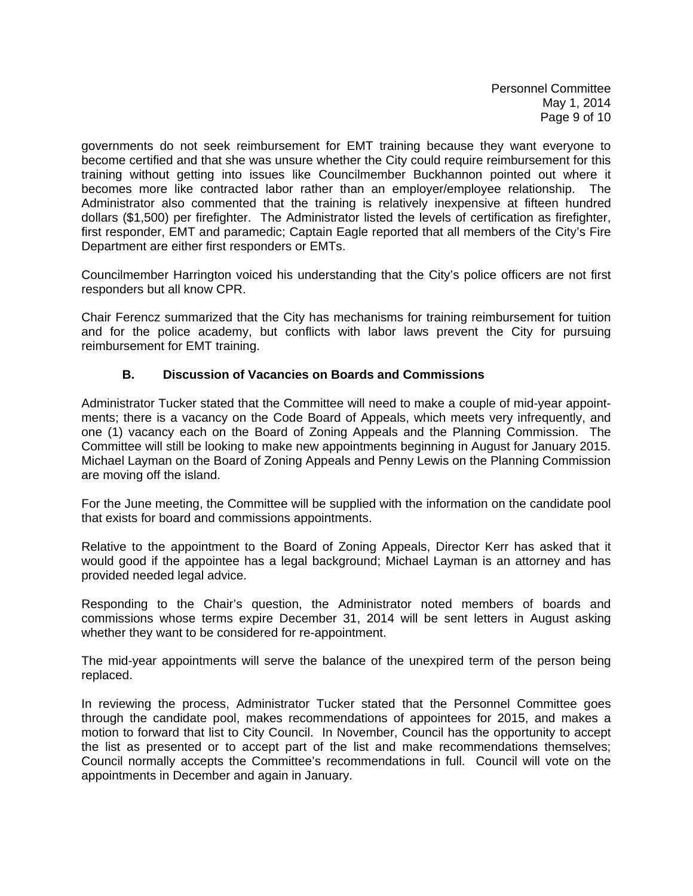governments do not seek reimbursement for EMT training because they want everyone to become certified and that she was unsure whether the City could require reimbursement for this training without getting into issues like Councilmember Buckhannon pointed out where it becomes more like contracted labor rather than an employer/employee relationship. The Administrator also commented that the training is relatively inexpensive at fifteen hundred dollars ($1,500) per firefighter. The Administrator listed the levels of certification as firefighter, first responder, EMT and paramedic; Captain Eagle reported that all members of the City's Fire Department are either first responders or EMTs.

Councilmember Harrington voiced his understanding that the City's police officers are not first responders but all know CPR.

Chair Ferencz summarized that the City has mechanisms for training reimbursement for tuition and for the police academy, but conflicts with labor laws prevent the City for pursuing reimbursement for EMT training.

**B. Discussion of Vacancies on Boards and Commissions**

Administrator Tucker stated that the Committee will need to make a couple of mid-year appointments; there is a vacancy on the Code Board of Appeals, which meets very infrequently, and one (1) vacancy each on the Board of Zoning Appeals and the Planning Commission. The Committee will still be looking to make new appointments beginning in August for January 2015. Michael Layman on the Board of Zoning Appeals and Penny Lewis on the Planning Commission are moving off the island.

For the June meeting, the Committee will be supplied with the information on the candidate pool that exists for board and commissions appointments.

Relative to the appointment to the Board of Zoning Appeals, Director Kerr has asked that it would good if the appointee has a legal background; Michael Layman is an attorney and has provided needed legal advice.

Responding to the Chair's question, the Administrator noted members of boards and commissions whose terms expire December 31, 2014 will be sent letters in August asking whether they want to be considered for re-appointment.

The mid-year appointments will serve the balance of the unexpired term of the person being replaced.

In reviewing the process, Administrator Tucker stated that the Personnel Committee goes through the candidate pool, makes recommendations of appointees for 2015, and makes a motion to forward that list to City Council. In November, Council has the opportunity to accept the list as presented or to accept part of the list and make recommendations themselves; Council normally accepts the Committee's recommendations in full. Council will vote on the appointments in December and again in January.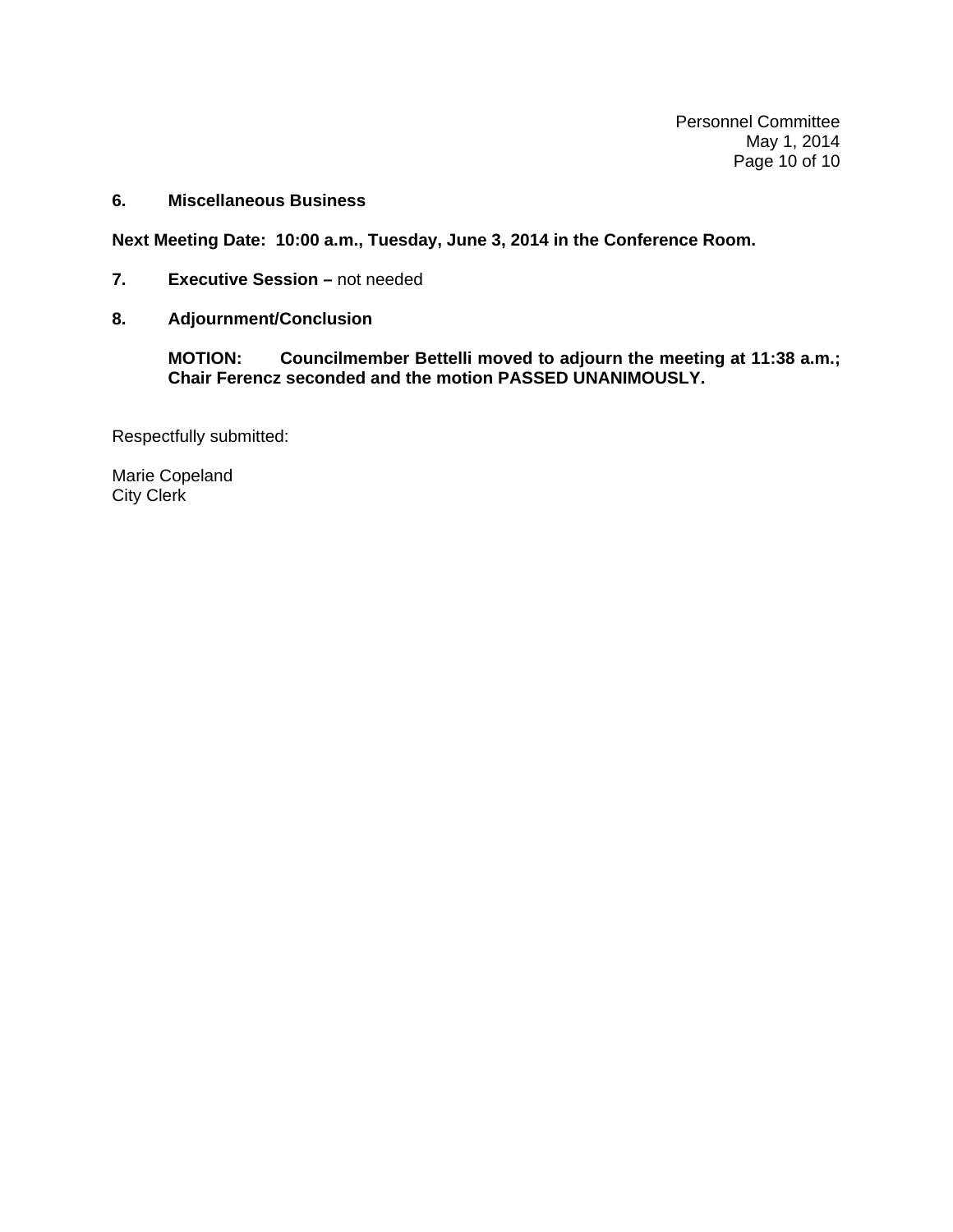## 6. Miscellaneous Business

**Next Meeting Date: 10:00 a.m., Tuesday, June 3, 2014 in the Conference Room.**

## 7. Executive Session – not needed

## 8. Adjournment/Conclusion

**MOTION: Councilmember Bettelli moved to adjourn the meeting at 11:38 a.m.; Chair Ferencz seconded and the motion PASSED UNANIMOUSLY.**

Respectfully submitted:

Marie Copeland
City Clerk